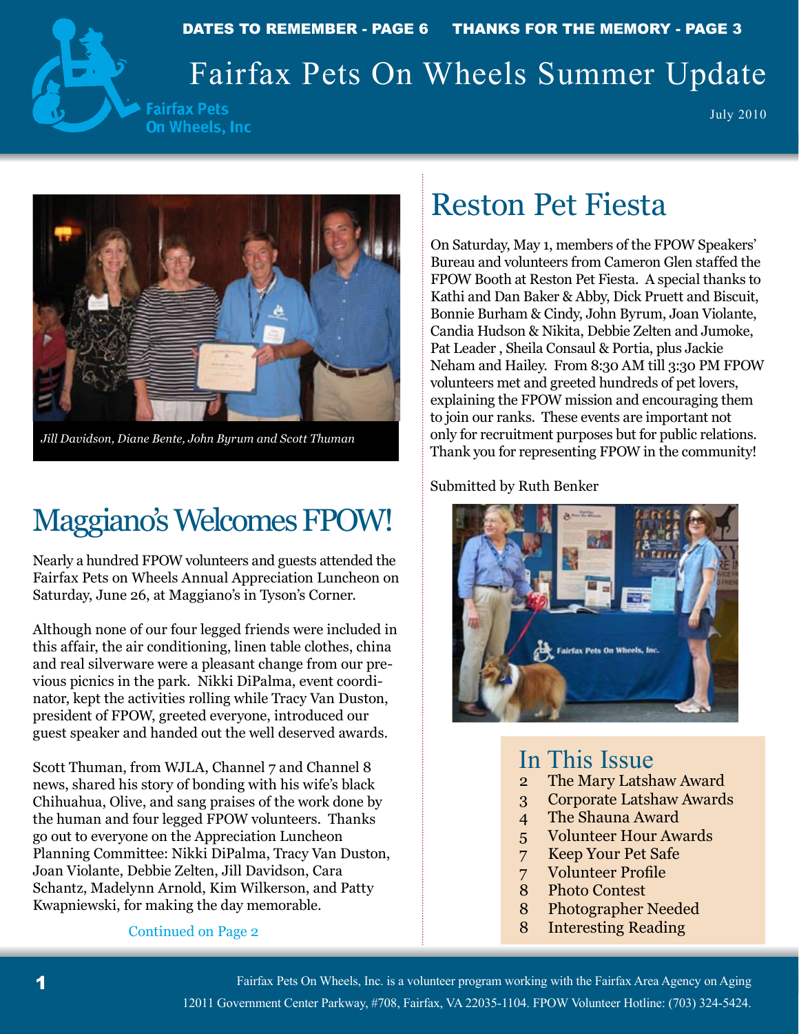DATES TO REMEMBER - PAGE 6 THANKS FOR THE MEMORY - PAGE 3

# Fairfax Pets On Wheels Summer Update

Fairfax Pets On Wheels, Inc

July 2010

*Jill Davidson, Diane Bente, John Byrum and Scott Thuman*

## Maggiano's Welcomes FPOW!

Nearly a hundred FPOW volunteers and guests attended the Fairfax Pets on Wheels Annual Appreciation Luncheon on Saturday, June 26, at Maggiano's in Tyson's Corner.

Although none of our four legged friends were included in this affair, the air conditioning, linen table clothes, china and real silverware were a pleasant change from our previous picnics in the park. Nikki DiPalma, event coordinator, kept the activities rolling while Tracy Van Duston, president of FPOW, greeted everyone, introduced our guest speaker and handed out the well deserved awards.

Scott Thuman, from WJLA, Channel 7 and Channel 8 news, shared his story of bonding with his wife's black Chihuahua, Olive, and sang praises of the work done by the human and four legged FPOW volunteers. Thanks go out to everyone on the Appreciation Luncheon Planning Committee: Nikki DiPalma, Tracy Van Duston, Joan Violante, Debbie Zelten, Jill Davidson, Cara Schantz, Madelynn Arnold, Kim Wilkerson, and Patty Kwapniewski, for making the day memorable.

Continued on Page 2

## Reston Pet Fiesta

On Saturday, May 1, members of the FPOW Speakers' Bureau and volunteers from Cameron Glen staffed the FPOW Booth at Reston Pet Fiesta. A special thanks to Kathi and Dan Baker & Abby, Dick Pruett and Biscuit, Bonnie Burham & Cindy, John Byrum, Joan Violante, Candia Hudson & Nikita, Debbie Zelten and Jumoke, Pat Leader , Sheila Consaul & Portia, plus Jackie Neham and Hailey. From 8:30 AM till 3:30 PM FPOW volunteers met and greeted hundreds of pet lovers, explaining the FPOW mission and encouraging them to join our ranks. These events are important not only for recruitment purposes but for public relations. Thank you for representing FPOW in the community!

Submitted by Ruth Benker

## In This Issue

- 2 The Mary Latshaw Award
- 3 Corporate Latshaw Awards
- 4 The Shauna Award
- 5 Volunteer Hour Awards
- 7 Keep Your Pet Safe
- 7 Volunteer Profile
- 8 Photo Contest
- 8 Photographer Needed
- 8 Interesting Reading

Fairfax Pets On Wheels, Inc. is a volunteer program working with the Fairfax Area Agency on Aging 12011 Government Center Parkway, #708, Fairfax, VA 22035-1104. FPOW Volunteer Hotline: (703) 324-5424.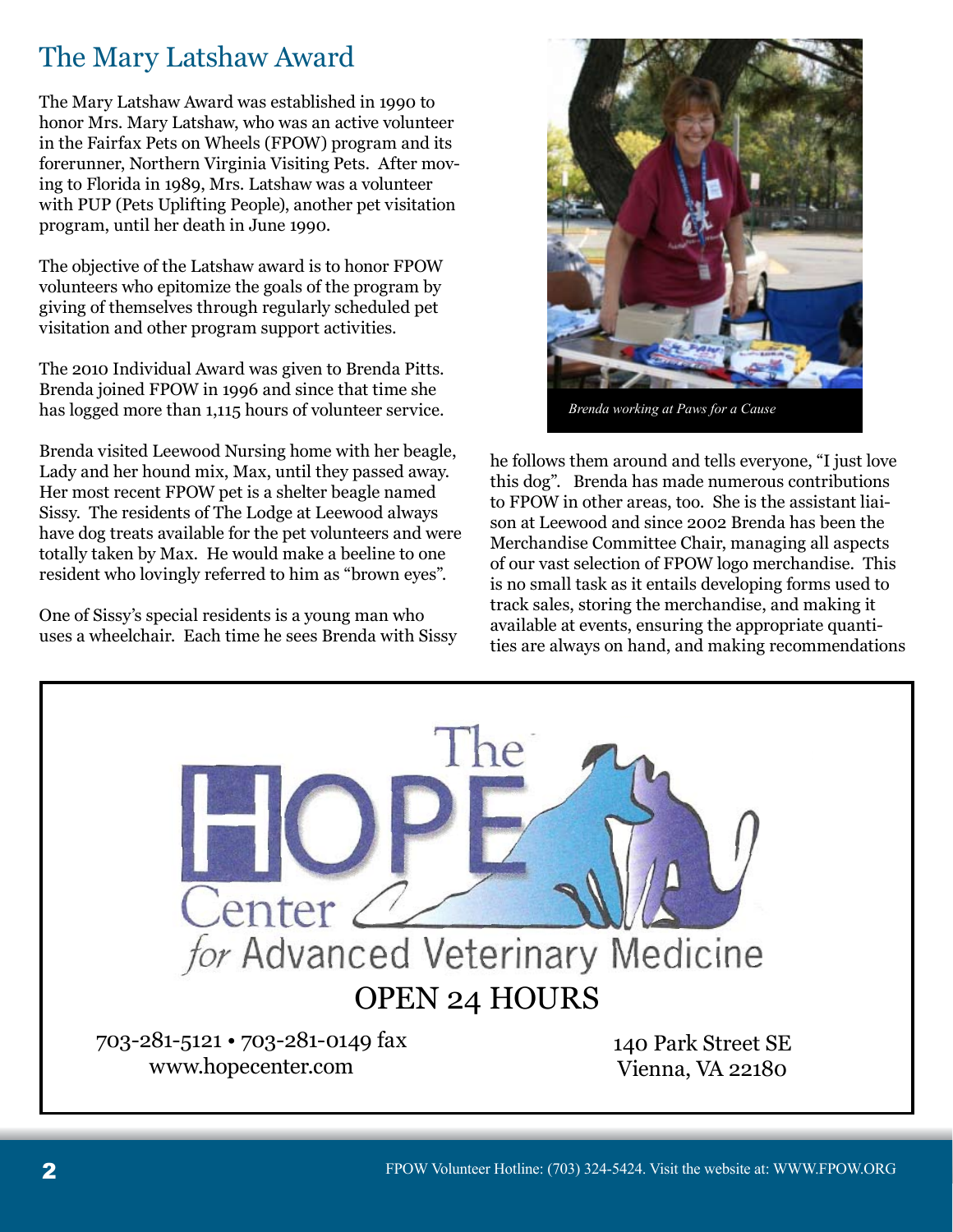## The Mary Latshaw Award

The Mary Latshaw Award was established in 1990 to honor Mrs. Mary Latshaw, who was an active volunteer in the Fairfax Pets on Wheels (FPOW) program and its forerunner, Northern Virginia Visiting Pets. After moving to Florida in 1989, Mrs. Latshaw was a volunteer with PUP (Pets Uplifting People), another pet visitation program, until her death in June 1990.

The objective of the Latshaw award is to honor FPOW volunteers who epitomize the goals of the program by giving of themselves through regularly scheduled pet visitation and other program support activities.

The 2010 Individual Award was given to Brenda Pitts. Brenda joined FPOW in 1996 and since that time she has logged more than 1,115 hours of volunteer service.

Brenda visited Leewood Nursing home with her beagle, Lady and her hound mix, Max, until they passed away. Her most recent FPOW pet is a shelter beagle named Sissy. The residents of The Lodge at Leewood always have dog treats available for the pet volunteers and were totally taken by Max. He would make a beeline to one resident who lovingly referred to him as "brown eyes".

One of Sissy's special residents is a young man who uses a wheelchair. Each time he sees Brenda with Sissy he follows them around and tells everyone, "I just love this dog". Brenda has made numerous contributions to FPOW in other areas, too. She is the assistant liaison at Leewood and since 2002 Brenda has been the Merchandise Committee Chair, managing all aspects of our vast selection of FPOW logo merchandise. This is no small task as it entails developing forms used to track sales, storing the merchandise, and making it available at events, ensuring the appropriate quantities are always on hand, and making recommendations

*Brenda working at Paws for a Cause*

---

**The HOPE Center for Advanced Veterinary Medicine**

OPEN 24 HOURS

703-281-5121 • 703-281-0149 fax
www.hopecenter.com

140 Park Street SE
Vienna, VA 22180

---

FPOW Volunteer Hotline: (703) 324-5424. Visit the website at: WWW.FPOW.ORG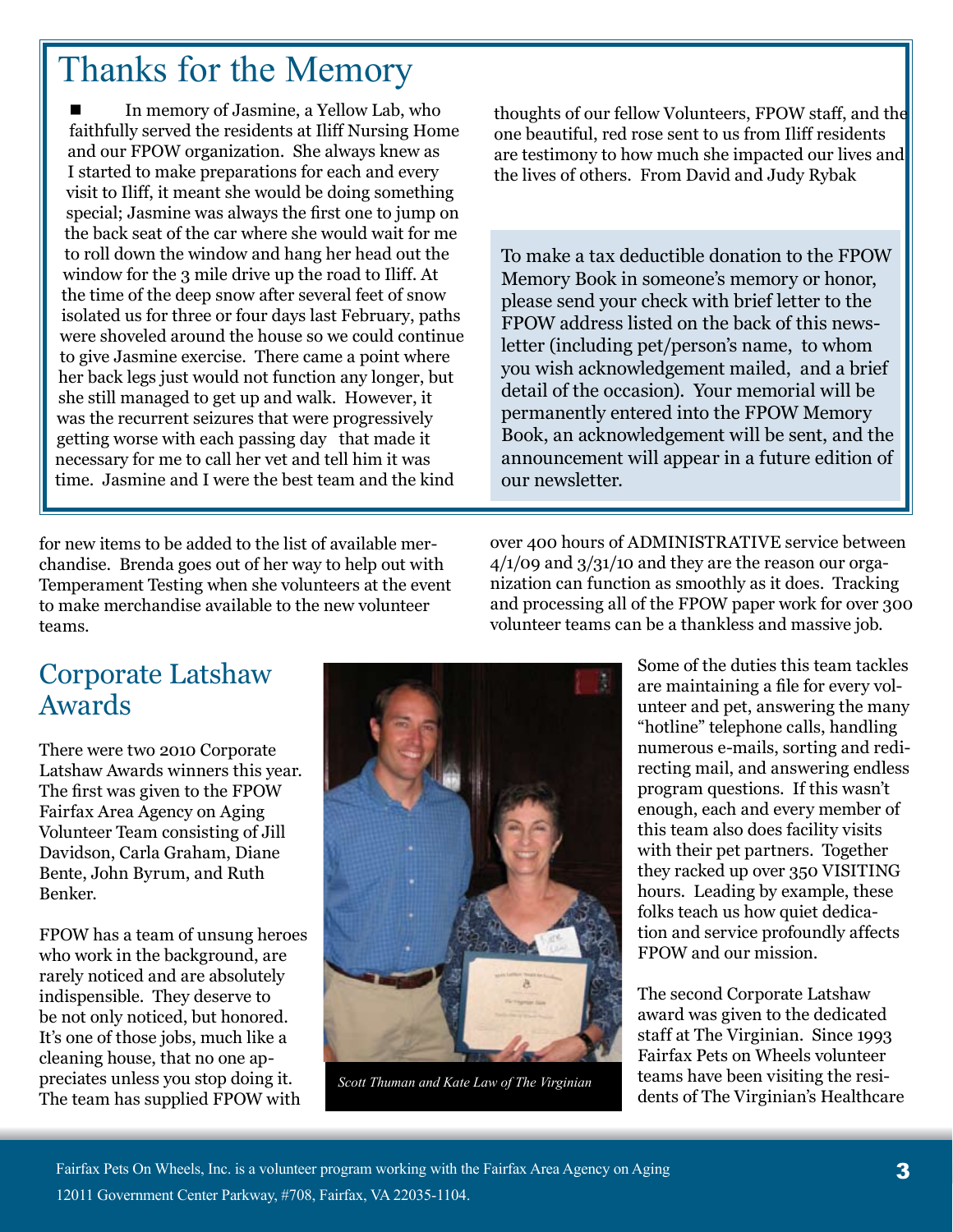# Thanks for the Memory

- In memory of Jasmine, a Yellow Lab, who faithfully served the residents at Iliff Nursing Home and our FPOW organization. She always knew as I started to make preparations for each and every visit to Iliff, it meant she would be doing something special; Jasmine was always the first one to jump on the back seat of the car where she would wait for me to roll down the window and hang her head out the window for the 3 mile drive up the road to Iliff. At the time of the deep snow after several feet of snow isolated us for three or four days last February, paths were shoveled around the house so we could continue to give Jasmine exercise. There came a point where her back legs just would not function any longer, but she still managed to get up and walk. However, it was the recurrent seizures that were progressively getting worse with each passing day that made it necessary for me to call her vet and tell him it was time. Jasmine and I were the best team and the kind thoughts of our fellow Volunteers, FPOW staff, and the one beautiful, red rose sent to us from Iliff residents are testimony to how much she impacted our lives and the lives of others. From David and Judy Rybak

To make a tax deductible donation to the FPOW Memory Book in someone's memory or honor, please send your check with brief letter to the FPOW address listed on the back of this newsletter (including pet/person's name, to whom you wish acknowledgement mailed, and a brief detail of the occasion). Your memorial will be permanently entered into the FPOW Memory Book, an acknowledgement will be sent, and the announcement will appear in a future edition of our newsletter.

for new items to be added to the list of available merchandise. Brenda goes out of her way to help out with Temperament Testing when she volunteers at the event to make merchandise available to the new volunteer teams.

## Corporate Latshaw Awards

There were two 2010 Corporate Latshaw Awards winners this year. The first was given to the FPOW Fairfax Area Agency on Aging Volunteer Team consisting of Jill Davidson, Carla Graham, Diane Bente, John Byrum, and Ruth Benker.

FPOW has a team of unsung heroes who work in the background, are rarely noticed and are absolutely indispensible. They deserve to be not only noticed, but honored. It's one of those jobs, much like a cleaning house, that no one appreciates unless you stop doing it. The team has supplied FPOW with over 400 hours of ADMINISTRATIVE service between 4/1/09 and 3/31/10 and they are the reason our organization can function as smoothly as it does. Tracking and processing all of the FPOW paper work for over 300 volunteer teams can be a thankless and massive job.

*Scott Thuman and Kate Law of The Virginian*

Some of the duties this team tackles are maintaining a file for every volunteer and pet, answering the many "hotline" telephone calls, handling numerous e-mails, sorting and redirecting mail, and answering endless program questions. If this wasn't enough, each and every member of this team also does facility visits with their pet partners. Together they racked up over 350 VISITING hours. Leading by example, these folks teach us how quiet dedication and service profoundly affects FPOW and our mission.

The second Corporate Latshaw award was given to the dedicated staff at The Virginian. Since 1993 Fairfax Pets on Wheels volunteer teams have been visiting the residents of The Virginian's Healthcare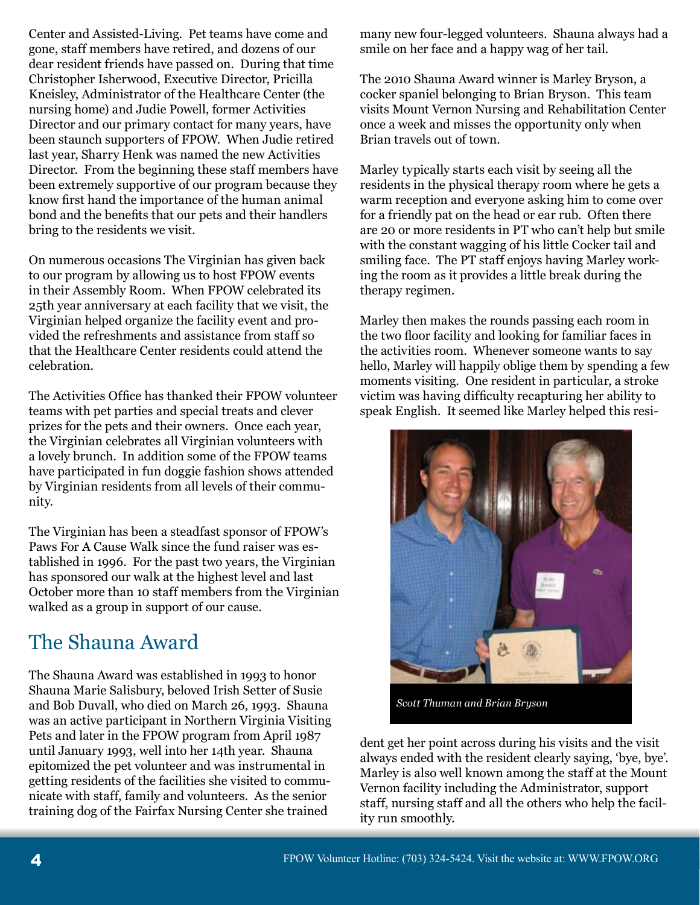Center and Assisted-Living. Pet teams have come and gone, staff members have retired, and dozens of our dear resident friends have passed on. During that time Christopher Isherwood, Executive Director, Pricilla Kneisley, Administrator of the Healthcare Center (the nursing home) and Judie Powell, former Activities Director and our primary contact for many years, have been staunch supporters of FPOW. When Judie retired last year, Sharry Henk was named the new Activities Director. From the beginning these staff members have been extremely supportive of our program because they know first hand the importance of the human animal bond and the benefits that our pets and their handlers bring to the residents we visit.

On numerous occasions The Virginian has given back to our program by allowing us to host FPOW events in their Assembly Room. When FPOW celebrated its 25th year anniversary at each facility that we visit, the Virginian helped organize the facility event and provided the refreshments and assistance from staff so that the Healthcare Center residents could attend the celebration.

The Activities Office has thanked their FPOW volunteer teams with pet parties and special treats and clever prizes for the pets and their owners. Once each year, the Virginian celebrates all Virginian volunteers with a lovely brunch. In addition some of the FPOW teams have participated in fun doggie fashion shows attended by Virginian residents from all levels of their community.

The Virginian has been a steadfast sponsor of FPOW's Paws For A Cause Walk since the fund raiser was established in 1996. For the past two years, the Virginian has sponsored our walk at the highest level and last October more than 10 staff members from the Virginian walked as a group in support of our cause.

## The Shauna Award

The Shauna Award was established in 1993 to honor Shauna Marie Salisbury, beloved Irish Setter of Susie and Bob Duvall, who died on March 26, 1993. Shauna was an active participant in Northern Virginia Visiting Pets and later in the FPOW program from April 1987 until January 1993, well into her 14th year. Shauna epitomized the pet volunteer and was instrumental in getting residents of the facilities she visited to communicate with staff, family and volunteers. As the senior training dog of the Fairfax Nursing Center she trained many new four-legged volunteers. Shauna always had a smile on her face and a happy wag of her tail.

The 2010 Shauna Award winner is Marley Bryson, a cocker spaniel belonging to Brian Bryson. This team visits Mount Vernon Nursing and Rehabilitation Center once a week and misses the opportunity only when Brian travels out of town.

Marley typically starts each visit by seeing all the residents in the physical therapy room where he gets a warm reception and everyone asking him to come over for a friendly pat on the head or ear rub. Often there are 20 or more residents in PT who can't help but smile with the constant wagging of his little Cocker tail and smiling face. The PT staff enjoys having Marley working the room as it provides a little break during the therapy regimen.

Marley then makes the rounds passing each room in the two floor facility and looking for familiar faces in the activities room. Whenever someone wants to say hello, Marley will happily oblige them by spending a few moments visiting. One resident in particular, a stroke victim was having difficulty recapturing her ability to speak English. It seemed like Marley helped this resident get her point across during his visits and the visit always ended with the resident clearly saying, 'bye, bye'. Marley is also well known among the staff at the Mount Vernon facility including the Administrator, support staff, nursing staff and all the others who help the facility run smoothly.

*Scott Thuman and Brian Bryson*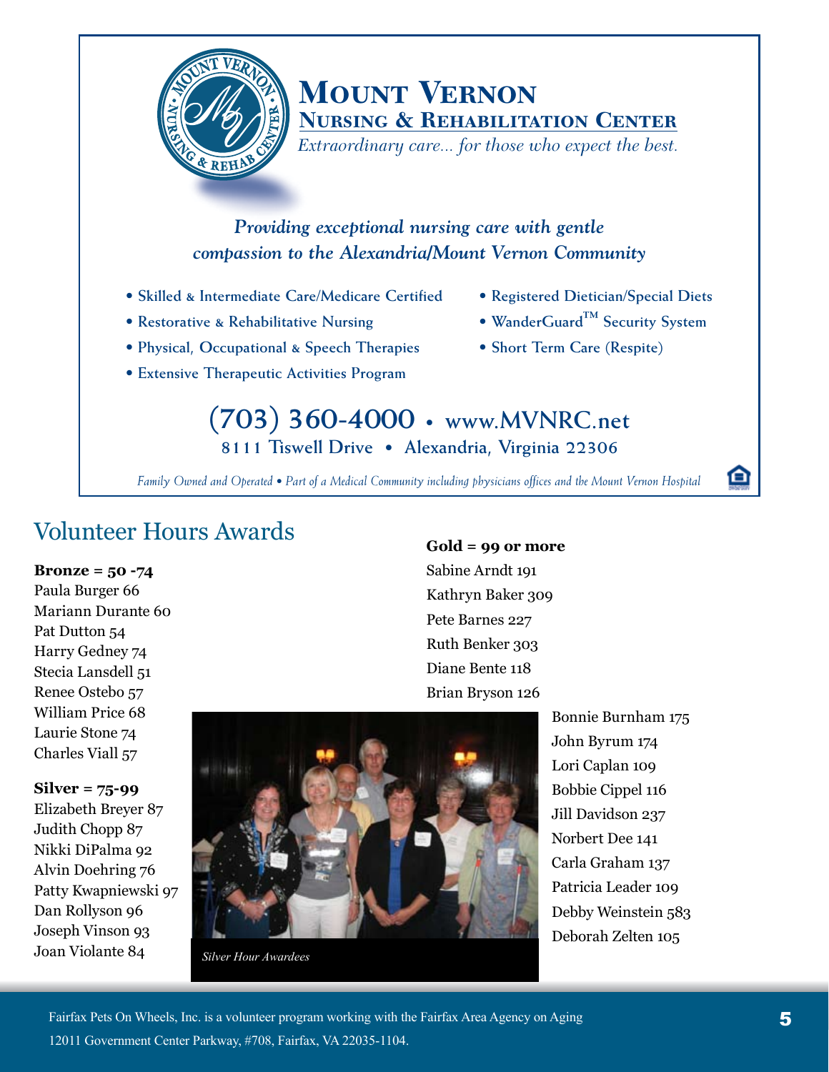# Mount Vernon
## Nursing & Rehabilitation Center

*Extraordinary care... for those who expect the best.*

*Providing exceptional nursing care with gentle compassion to the Alexandria/Mount Vernon Community*

- Skilled & Intermediate Care/Medicare Certified
- Restorative & Rehabilitative Nursing
- Physical, Occupational & Speech Therapies
- Extensive Therapeutic Activities Program
- Registered Dietician/Special Diets
- WanderGuard™ Security System
- Short Term Care (Respite)

**(703) 360-4000 • www.MVNRC.net**
8111 Tiswell Drive • Alexandria, Virginia 22306

*Family Owned and Operated • Part of a Medical Community including physicians offices and the Mount Vernon Hospital*

# Volunteer Hours Awards

**Bronze = 50 -74**

Paula Burger 66
Mariann Durante 60
Pat Dutton 54
Harry Gedney 74
Stecia Lansdell 51
Renee Ostebo 57
William Price 68
Laurie Stone 74
Charles Viall 57

**Silver = 75-99**

Elizabeth Breyer 87
Judith Chopp 87
Nikki DiPalma 92
Alvin Doehring 76
Patty Kwapniewski 97
Dan Rollyson 96
Joseph Vinson 93
Joan Violante 84

*Silver Hour Awardees*

**Gold = 99 or more**

Sabine Arndt 191
Kathryn Baker 309
Pete Barnes 227
Ruth Benker 303
Diane Bente 118
Brian Bryson 126
Bonnie Burnham 175
John Byrum 174
Lori Caplan 109
Bobbie Cippel 116
Jill Davidson 237
Norbert Dee 141
Carla Graham 137
Patricia Leader 109
Debby Weinstein 583
Deborah Zelten 105

Fairfax Pets On Wheels, Inc. is a volunteer program working with the Fairfax Area Agency on Aging
12011 Government Center Parkway, #708, Fairfax, VA 22035-1104.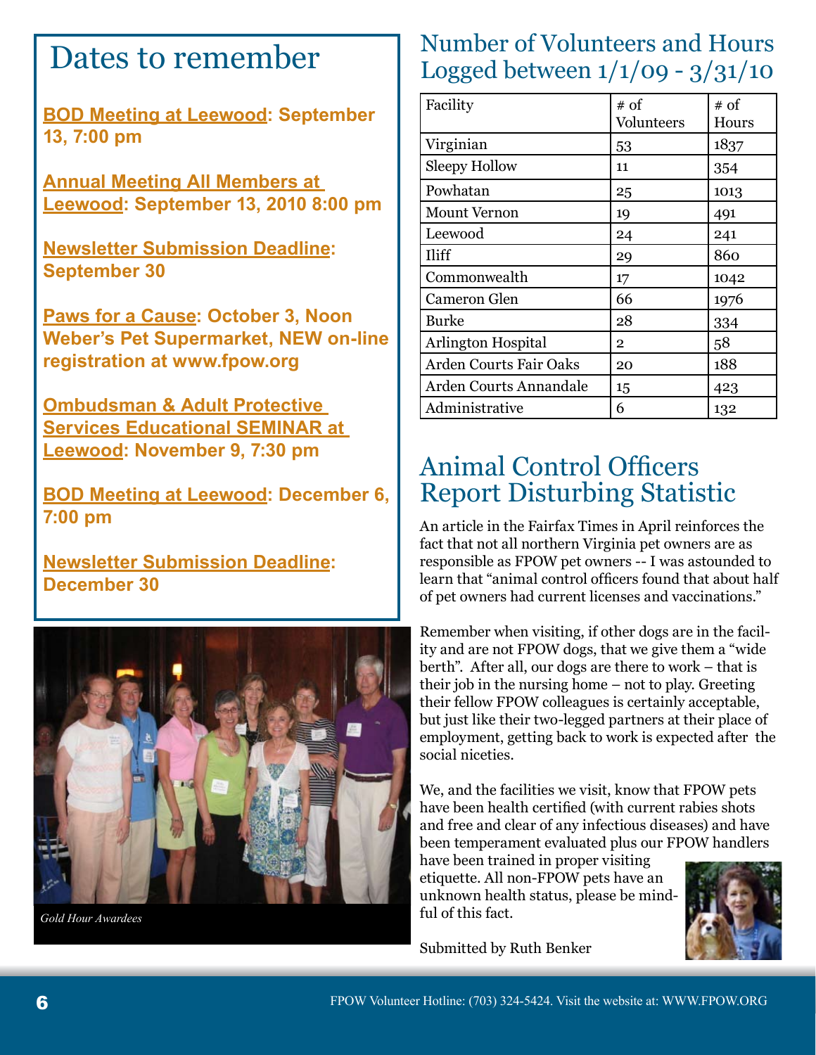# Dates to remember

**BOD Meeting at Leewood: September 13, 7:00 pm**

**Annual Meeting All Members at Leewood: September 13, 2010 8:00 pm**

**Newsletter Submission Deadline: September 30**

**Paws for a Cause: October 3, Noon Weber's Pet Supermarket, NEW on-line registration at www.fpow.org**

**Ombudsman & Adult Protective Services Educational SEMINAR at Leewood: November 9, 7:30 pm**

**BOD Meeting at Leewood: December 6, 7:00 pm**

**Newsletter Submission Deadline: December 30**

*Gold Hour Awardees*

# Number of Volunteers and Hours Logged between 1/1/09 - 3/31/10

| Facility | # of Volunteers | # of Hours |
|---|---|---|
| Virginian | 53 | 1837 |
| Sleepy Hollow | 11 | 354 |
| Powhatan | 25 | 1013 |
| Mount Vernon | 19 | 491 |
| Leewood | 24 | 241 |
| Iliff | 29 | 860 |
| Commonwealth | 17 | 1042 |
| Cameron Glen | 66 | 1976 |
| Burke | 28 | 334 |
| Arlington Hospital | 2 | 58 |
| Arden Courts Fair Oaks | 20 | 188 |
| Arden Courts Annandale | 15 | 423 |
| Administrative | 6 | 132 |

# Animal Control Officers Report Disturbing Statistic

An article in the Fairfax Times in April reinforces the fact that not all northern Virginia pet owners are as responsible as FPOW pet owners -- I was astounded to learn that "animal control officers found that about half of pet owners had current licenses and vaccinations."

Remember when visiting, if other dogs are in the facility and are not FPOW dogs, that we give them a "wide berth". After all, our dogs are there to work – that is their job in the nursing home – not to play. Greeting their fellow FPOW colleagues is certainly acceptable, but just like their two-legged partners at their place of employment, getting back to work is expected after the social niceties.

We, and the facilities we visit, know that FPOW pets have been health certified (with current rabies shots and free and clear of any infectious diseases) and have been temperament evaluated plus our FPOW handlers have been trained in proper visiting etiquette. All non-FPOW pets have an unknown health status, please be mindful of this fact.

Submitted by Ruth Benker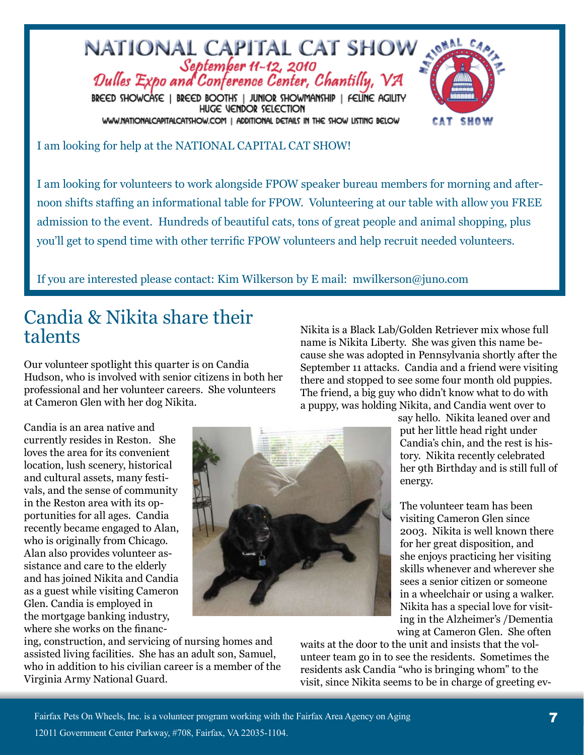# NATIONAL CAPITAL CAT SHOW

*September 11-12, 2010*
*Dulles Expo and Conference Center, Chantilly, VA*

BREED SHOWCASE | BREED BOOTHS | JUNIOR SHOWMANSHIP | FELINE AGILITY
HUGE VENDOR SELECTION

WWW.NATIONALCAPITALCATSHOW.COM | ADDITIONAL DETAILS IN THE SHOW LISTING BELOW

I am looking for help at the NATIONAL CAPITAL CAT SHOW!

I am looking for volunteers to work alongside FPOW speaker bureau members for morning and afternoon shifts staffing an informational table for FPOW. Volunteering at our table with allow you FREE admission to the event. Hundreds of beautiful cats, tons of great people and animal shopping, plus you'll get to spend time with other terrific FPOW volunteers and help recruit needed volunteers.

If you are interested please contact: Kim Wilkerson by E mail: mwilkerson@juno.com

## Candia & Nikita share their talents

Our volunteer spotlight this quarter is on Candia Hudson, who is involved with senior citizens in both her professional and her volunteer careers. She volunteers at Cameron Glen with her dog Nikita.

Candia is an area native and currently resides in Reston. She loves the area for its convenient location, lush scenery, historical and cultural assets, many festivals, and the sense of community in the Reston area with its opportunities for all ages. Candia recently became engaged to Alan, who is originally from Chicago. Alan also provides volunteer assistance and care to the elderly and has joined Nikita and Candia as a guest while visiting Cameron Glen. Candia is employed in the mortgage banking industry, where she works on the financing, construction, and servicing of nursing homes and assisted living facilities. She has an adult son, Samuel, who in addition to his civilian career is a member of the Virginia Army National Guard.

Nikita is a Black Lab/Golden Retriever mix whose full name is Nikita Liberty. She was given this name because she was adopted in Pennsylvania shortly after the September 11 attacks. Candia and a friend were visiting there and stopped to see some four month old puppies. The friend, a big guy who didn't know what to do with a puppy, was holding Nikita, and Candia went over to say hello. Nikita leaned over and put her little head right under Candia's chin, and the rest is history. Nikita recently celebrated her 9th Birthday and is still full of energy.

The volunteer team has been visiting Cameron Glen since 2003. Nikita is well known there for her great disposition, and she enjoys practicing her visiting skills whenever and wherever she sees a senior citizen or someone in a wheelchair or using a walker. Nikita has a special love for visiting in the Alzheimer's /Dementia wing at Cameron Glen. She often waits at the door to the unit and insists that the volunteer team go in to see the residents. Sometimes the residents ask Candia "who is bringing whom" to the visit, since Nikita seems to be in charge of greeting ev-

Fairfax Pets On Wheels, Inc. is a volunteer program working with the Fairfax Area Agency on Aging
12011 Government Center Parkway, #708, Fairfax, VA 22035-1104.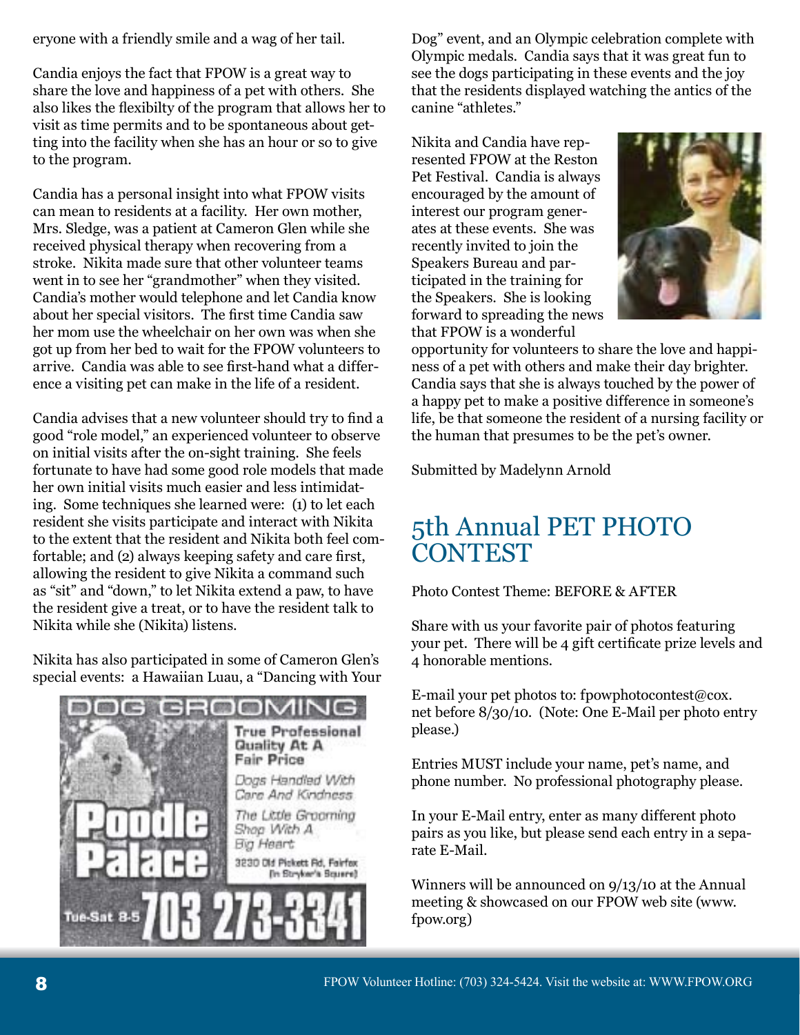eryone with a friendly smile and a wag of her tail.

Candia enjoys the fact that FPOW is a great way to share the love and happiness of a pet with others. She also likes the flexibilty of the program that allows her to visit as time permits and to be spontaneous about getting into the facility when she has an hour or so to give to the program.

Candia has a personal insight into what FPOW visits can mean to residents at a facility. Her own mother, Mrs. Sledge, was a patient at Cameron Glen while she received physical therapy when recovering from a stroke. Nikita made sure that other volunteer teams went in to see her "grandmother" when they visited. Candia's mother would telephone and let Candia know about her special visitors. The first time Candia saw her mom use the wheelchair on her own was when she got up from her bed to wait for the FPOW volunteers to arrive. Candia was able to see first-hand what a difference a visiting pet can make in the life of a resident.

Candia advises that a new volunteer should try to find a good "role model," an experienced volunteer to observe on initial visits after the on-sight training. She feels fortunate to have had some good role models that made her own initial visits much easier and less intimidating. Some techniques she learned were: (1) to let each resident she visits participate and interact with Nikita to the extent that the resident and Nikita both feel comfortable; and (2) always keeping safety and care first, allowing the resident to give Nikita a command such as "sit" and "down," to let Nikita extend a paw, to have the resident give a treat, or to have the resident talk to Nikita while she (Nikita) listens.

Nikita has also participated in some of Cameron Glen's special events: a Hawaiian Luau, a "Dancing with Your Dog" event, and an Olympic celebration complete with Olympic medals. Candia says that it was great fun to see the dogs participating in these events and the joy that the residents displayed watching the antics of the canine "athletes."

Nikita and Candia have represented FPOW at the Reston Pet Festival. Candia is always encouraged by the amount of interest our program generates at these events. She was recently invited to join the Speakers Bureau and participated in the training for the Speakers. She is looking forward to spreading the news that FPOW is a wonderful opportunity for volunteers to share the love and happiness of a pet with others and make their day brighter. Candia says that she is always touched by the power of a happy pet to make a positive difference in someone's life, be that someone the resident of a nursing facility or the human that presumes to be the pet's owner.

Submitted by Madelynn Arnold

DOG GROOMING

**Poodle Palace**

**True Professional Quality At A Fair Price**

*Dogs Handled With Care And Kindness*

*The Little Grooming Shop With A Big Heart*

3230 Old Pickett Rd, Fairfax (In Stryker's Square)

Tue-Sat 8-5 **703 273-3341**

## 5th Annual PET PHOTO CONTEST

Photo Contest Theme: BEFORE & AFTER

Share with us your favorite pair of photos featuring your pet. There will be 4 gift certificate prize levels and 4 honorable mentions.

E-mail your pet photos to: fpowphotocontest@cox.net before 8/30/10. (Note: One E-Mail per photo entry please.)

Entries MUST include your name, pet's name, and phone number. No professional photography please.

In your E-Mail entry, enter as many different photo pairs as you like, but please send each entry in a separate E-Mail.

Winners will be announced on 9/13/10 at the Annual meeting & showcased on our FPOW web site (www.fpow.org)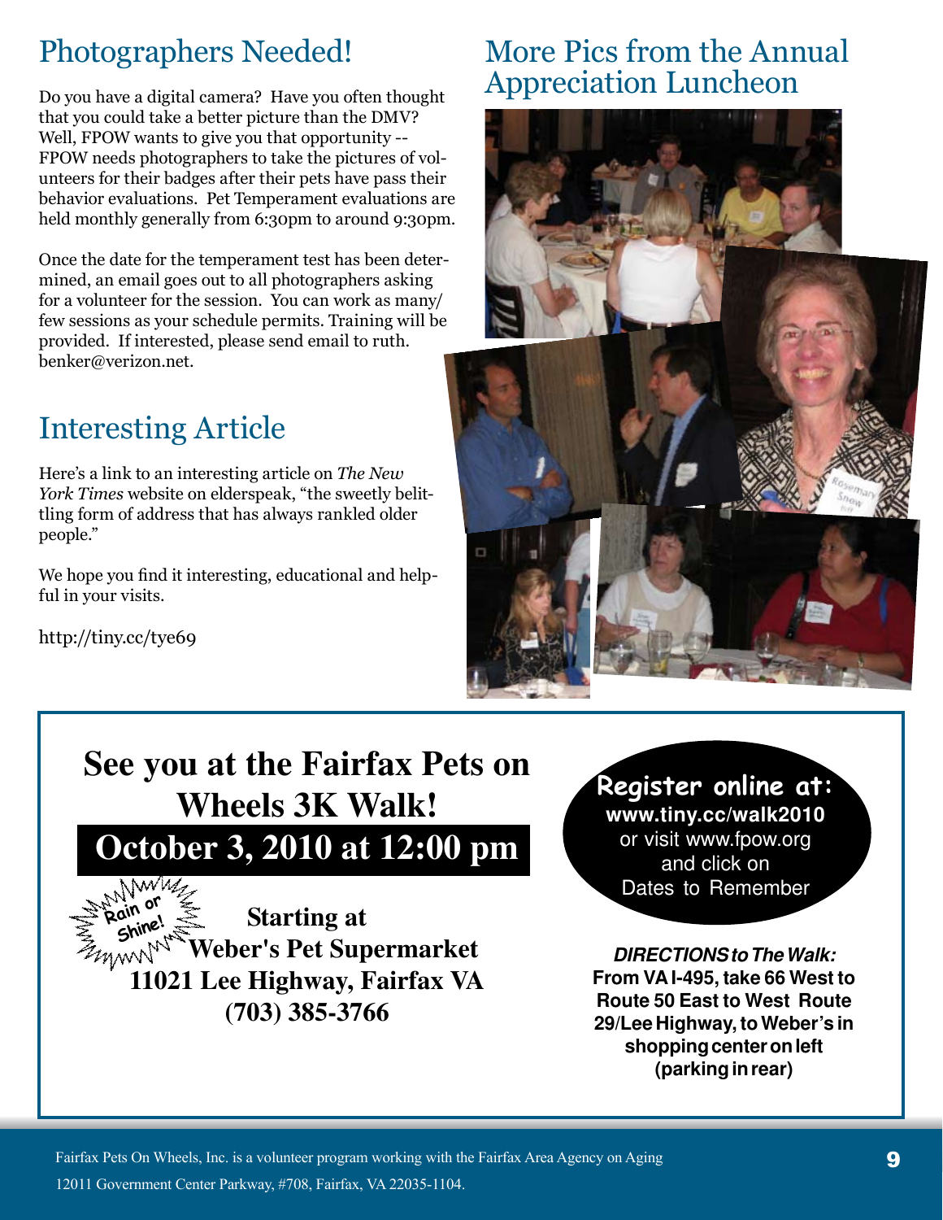## Photographers Needed!

Do you have a digital camera? Have you often thought that you could take a better picture than the DMV? Well, FPOW wants to give you that opportunity -- FPOW needs photographers to take the pictures of volunteers for their badges after their pets have pass their behavior evaluations. Pet Temperament evaluations are held monthly generally from 6:30pm to around 9:30pm.

Once the date for the temperament test has been determined, an email goes out to all photographers asking for a volunteer for the session. You can work as many/few sessions as your schedule permits. Training will be provided. If interested, please send email to ruth.benker@verizon.net.

## Interesting Article

Here's a link to an interesting article on *The New York Times* website on elderspeak, "the sweetly belittling form of address that has always rankled older people."

We hope you find it interesting, educational and helpful in your visits.

http://tiny.cc/tye69

## More Pics from the Annual Appreciation Luncheon

# See you at the Fairfax Pets on Wheels 3K Walk!

## October 3, 2010 at 12:00 pm

**Rain or Shine!**

**Starting at Weber's Pet Supermarket**
**11021 Lee Highway, Fairfax VA**
**(703) 385-3766**

**Register online at:**
**www.tiny.cc/walk2010**
or visit www.fpow.org and click on Dates to Remember

***DIRECTIONS to The Walk:***
**From VA I-495, take 66 West to Route 50 East to West Route 29/Lee Highway, to Weber's in shopping center on left (parking in rear)**

Fairfax Pets On Wheels, Inc. is a volunteer program working with the Fairfax Area Agency on Aging
12011 Government Center Parkway, #708, Fairfax, VA 22035-1104.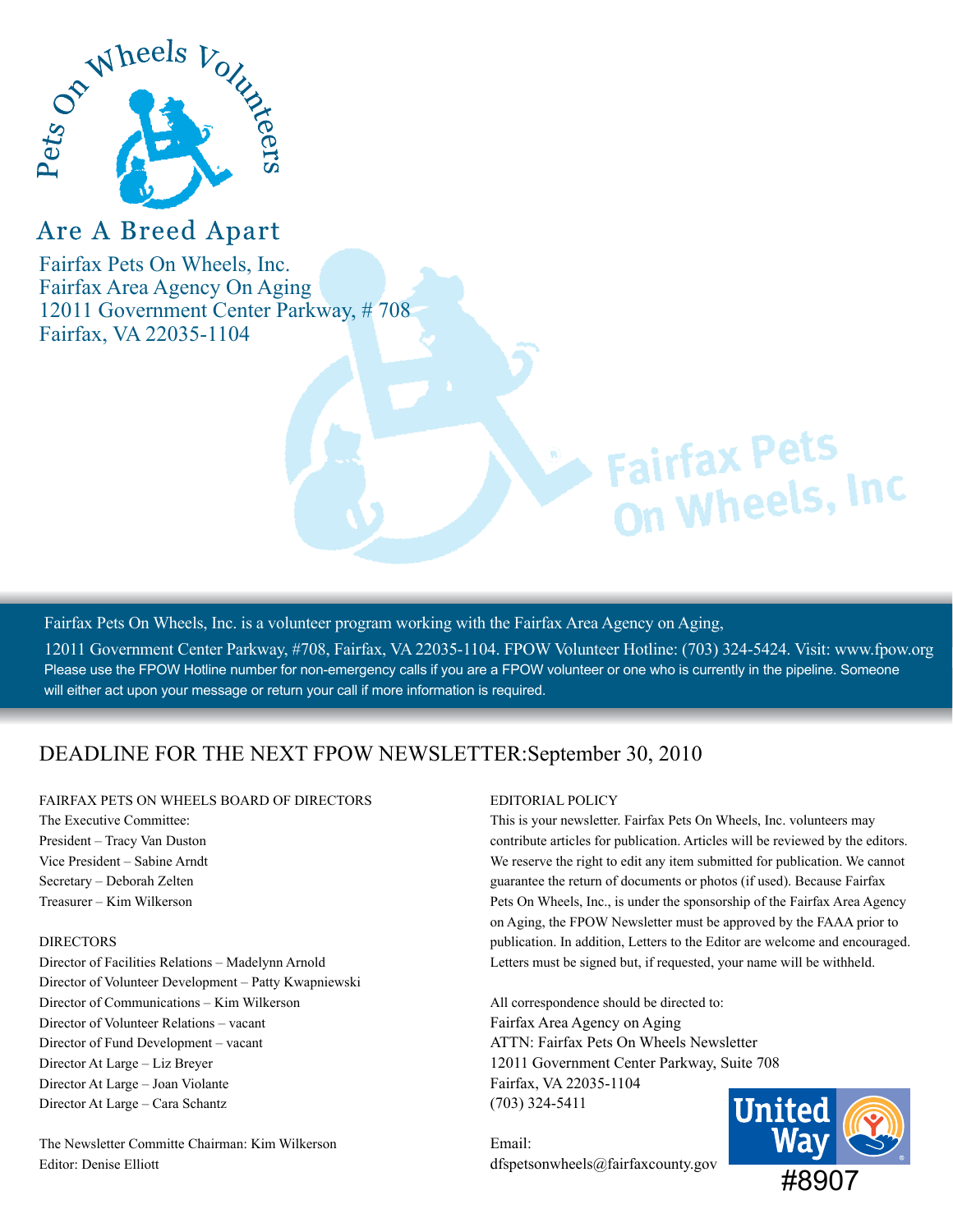Pets On Wheels Volunteers

Are A Breed Apart

Fairfax Pets On Wheels, Inc.
Fairfax Area Agency On Aging
12011 Government Center Parkway, # 708
Fairfax, VA 22035-1104

Fairfax Pets On Wheels, Inc

Fairfax Pets On Wheels, Inc. is a volunteer program working with the Fairfax Area Agency on Aging, 12011 Government Center Parkway, #708, Fairfax, VA 22035-1104. FPOW Volunteer Hotline: (703) 324-5424. Visit: www.fpow.org

Please use the FPOW Hotline number for non-emergency calls if you are a FPOW volunteer or one who is currently in the pipeline. Someone will either act upon your message or return your call if more information is required.

## DEADLINE FOR THE NEXT FPOW NEWSLETTER:September 30, 2010

FAIRFAX PETS ON WHEELS BOARD OF DIRECTORS

The Executive Committee:
President – Tracy Van Duston
Vice President – Sabine Arndt
Secretary – Deborah Zelten
Treasurer – Kim Wilkerson

DIRECTORS

Director of Facilities Relations – Madelynn Arnold
Director of Volunteer Development – Patty Kwapniewski
Director of Communications – Kim Wilkerson
Director of Volunteer Relations – vacant
Director of Fund Development – vacant
Director At Large – Liz Breyer
Director At Large – Joan Violante
Director At Large – Cara Schantz

The Newsletter Committe Chairman: Kim Wilkerson
Editor: Denise Elliott

EDITORIAL POLICY

This is your newsletter. Fairfax Pets On Wheels, Inc. volunteers may contribute articles for publication. Articles will be reviewed by the editors. We reserve the right to edit any item submitted for publication. We cannot guarantee the return of documents or photos (if used). Because Fairfax Pets On Wheels, Inc., is under the sponsorship of the Fairfax Area Agency on Aging, the FPOW Newsletter must be approved by the FAAA prior to publication. In addition, Letters to the Editor are welcome and encouraged. Letters must be signed but, if requested, your name will be withheld.

All correspondence should be directed to:
Fairfax Area Agency on Aging
ATTN: Fairfax Pets On Wheels Newsletter
12011 Government Center Parkway, Suite 708
Fairfax, VA 22035-1104
(703) 324-5411

Email:
dfspetsonwheels@fairfaxcounty.gov

United Way
#8907